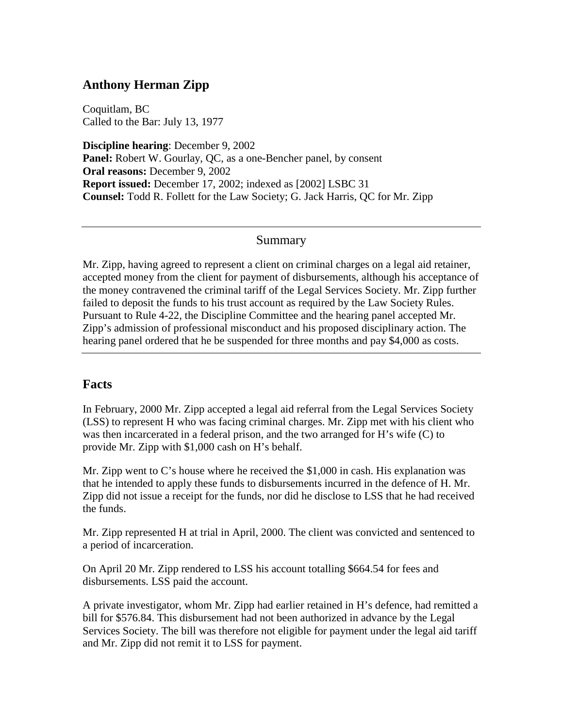## Anthony Herman Zipp

Coquitlam, BC
Called to the Bar: July 13, 1977

**Discipline hearing**: December 9, 2002
**Panel:** Robert W. Gourlay, QC, as a one-Bencher panel, by consent
**Oral reasons:** December 9, 2002
**Report issued:** December 17, 2002; indexed as [2002] LSBC 31
**Counsel:** Todd R. Follett for the Law Society; G. Jack Harris, QC for Mr. Zipp

---

### Summary

Mr. Zipp, having agreed to represent a client on criminal charges on a legal aid retainer, accepted money from the client for payment of disbursements, although his acceptance of the money contravened the criminal tariff of the Legal Services Society. Mr. Zipp further failed to deposit the funds to his trust account as required by the Law Society Rules. Pursuant to Rule 4-22, the Discipline Committee and the hearing panel accepted Mr. Zipp's admission of professional misconduct and his proposed disciplinary action. The hearing panel ordered that he be suspended for three months and pay $4,000 as costs.

---

## Facts

In February, 2000 Mr. Zipp accepted a legal aid referral from the Legal Services Society (LSS) to represent H who was facing criminal charges. Mr. Zipp met with his client who was then incarcerated in a federal prison, and the two arranged for H's wife (C) to provide Mr. Zipp with $1,000 cash on H's behalf.

Mr. Zipp went to C's house where he received the $1,000 in cash. His explanation was that he intended to apply these funds to disbursements incurred in the defence of H. Mr. Zipp did not issue a receipt for the funds, nor did he disclose to LSS that he had received the funds.

Mr. Zipp represented H at trial in April, 2000. The client was convicted and sentenced to a period of incarceration.

On April 20 Mr. Zipp rendered to LSS his account totalling $664.54 for fees and disbursements. LSS paid the account.

A private investigator, whom Mr. Zipp had earlier retained in H's defence, had remitted a bill for $576.84. This disbursement had not been authorized in advance by the Legal Services Society. The bill was therefore not eligible for payment under the legal aid tariff and Mr. Zipp did not remit it to LSS for payment.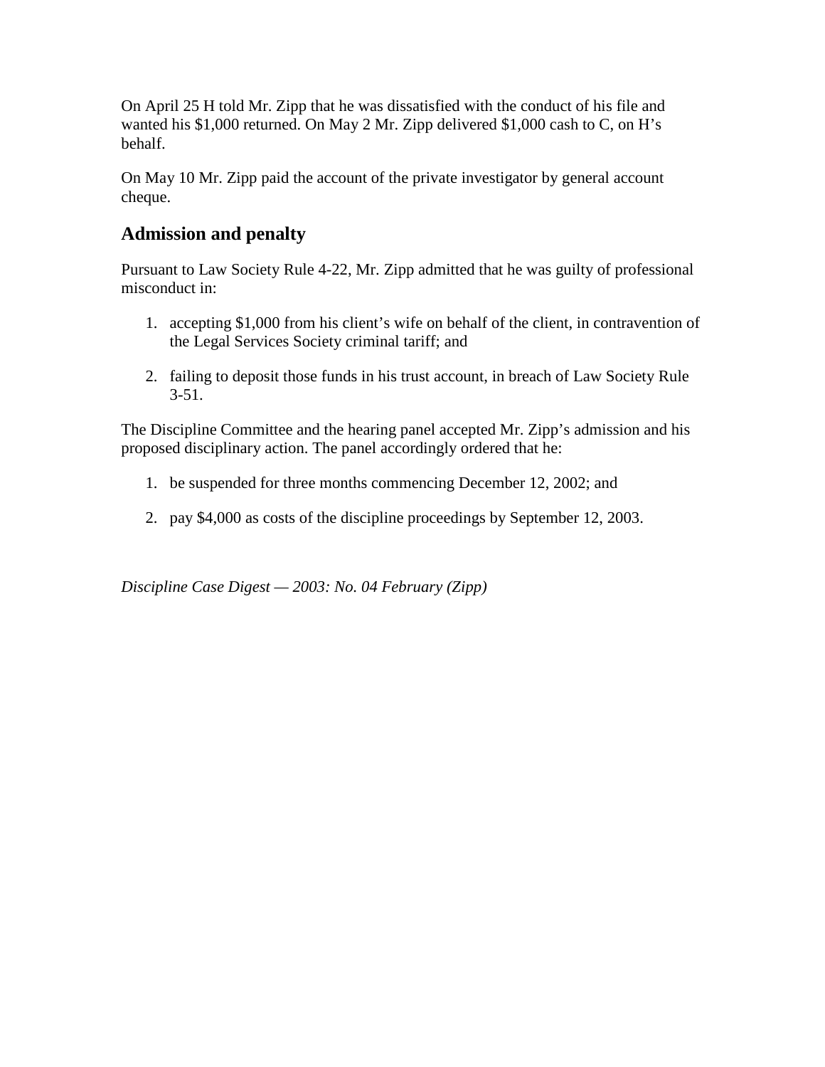On April 25 H told Mr. Zipp that he was dissatisfied with the conduct of his file and wanted his $1,000 returned. On May 2 Mr. Zipp delivered $1,000 cash to C, on H's behalf.

On May 10 Mr. Zipp paid the account of the private investigator by general account cheque.

## Admission and penalty

Pursuant to Law Society Rule 4-22, Mr. Zipp admitted that he was guilty of professional misconduct in:

1. accepting $1,000 from his client's wife on behalf of the client, in contravention of the Legal Services Society criminal tariff; and
2. failing to deposit those funds in his trust account, in breach of Law Society Rule 3-51.

The Discipline Committee and the hearing panel accepted Mr. Zipp's admission and his proposed disciplinary action. The panel accordingly ordered that he:

1. be suspended for three months commencing December 12, 2002; and
2. pay $4,000 as costs of the discipline proceedings by September 12, 2003.

*Discipline Case Digest — 2003: No. 04 February (Zipp)*